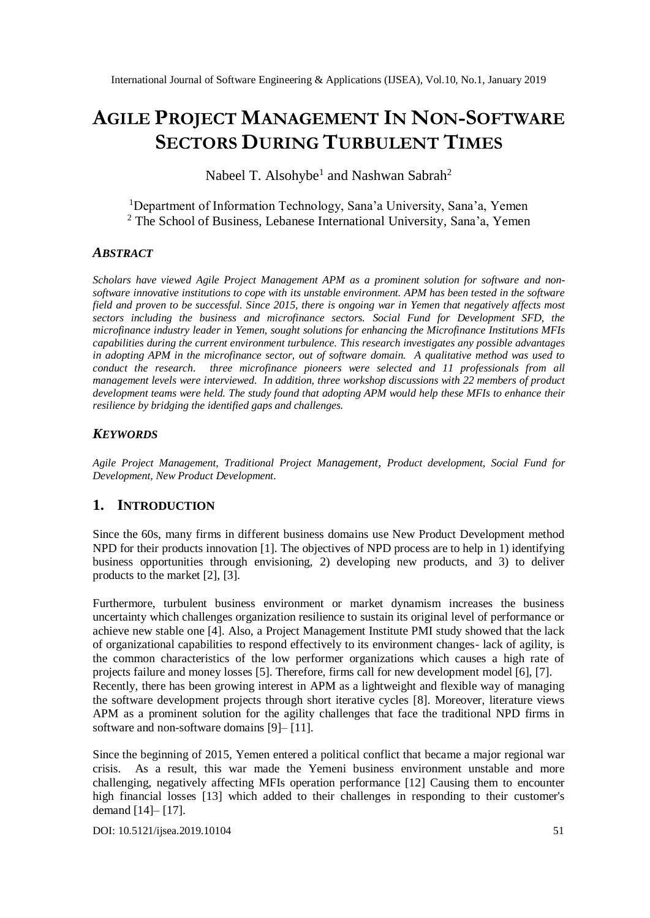# AGILE PROJECT MANAGEMENT IN NON-SOFTWARE SECTORS DURING TURBULENT TIMES

Nabeel T. Alsohybe[1] and Nashwan Sabrah[2]

[1]Department of Information Technology, Sana'a University, Sana'a, Yemen
[2] The School of Business, Lebanese International University, Sana'a, Yemen

### ABSTRACT

*Scholars have viewed Agile Project Management APM as a prominent solution for software and non-software innovative institutions to cope with its unstable environment. APM has been tested in the software field and proven to be successful. Since 2015, there is ongoing war in Yemen that negatively affects most sectors including the business and microfinance sectors. Social Fund for Development SFD, the microfinance industry leader in Yemen, sought solutions for enhancing the Microfinance Institutions MFIs capabilities during the current environment turbulence. This research investigates any possible advantages in adopting APM in the microfinance sector, out of software domain. A qualitative method was used to conduct the research. three microfinance pioneers were selected and 11 professionals from all management levels were interviewed. In addition, three workshop discussions with 22 members of product development teams were held. The study found that adopting APM would help these MFIs to enhance their resilience by bridging the identified gaps and challenges.*

### KEYWORDS

*Agile Project Management, Traditional Project Management, Product development, Social Fund for Development, New Product Development.*

## 1. INTRODUCTION

Since the 60s, many firms in different business domains use New Product Development method NPD for their products innovation [1]. The objectives of NPD process are to help in 1) identifying business opportunities through envisioning, 2) developing new products, and 3) to deliver products to the market [2], [3].

Furthermore, turbulent business environment or market dynamism increases the business uncertainty which challenges organization resilience to sustain its original level of performance or achieve new stable one [4]. Also, a Project Management Institute PMI study showed that the lack of organizational capabilities to respond effectively to its environment changes- lack of agility, is the common characteristics of the low performer organizations which causes a high rate of projects failure and money losses [5]. Therefore, firms call for new development model [6], [7].
Recently, there has been growing interest in APM as a lightweight and flexible way of managing the software development projects through short iterative cycles [8]. Moreover, literature views APM as a prominent solution for the agility challenges that face the traditional NPD firms in software and non-software domains [9]– [11].

Since the beginning of 2015, Yemen entered a political conflict that became a major regional war crisis. As a result, this war made the Yemeni business environment unstable and more challenging, negatively affecting MFIs operation performance [12] Causing them to encounter high financial losses [13] which added to their challenges in responding to their customer's demand [14]– [17].

DOI: 10.5121/ijsea.2019.10104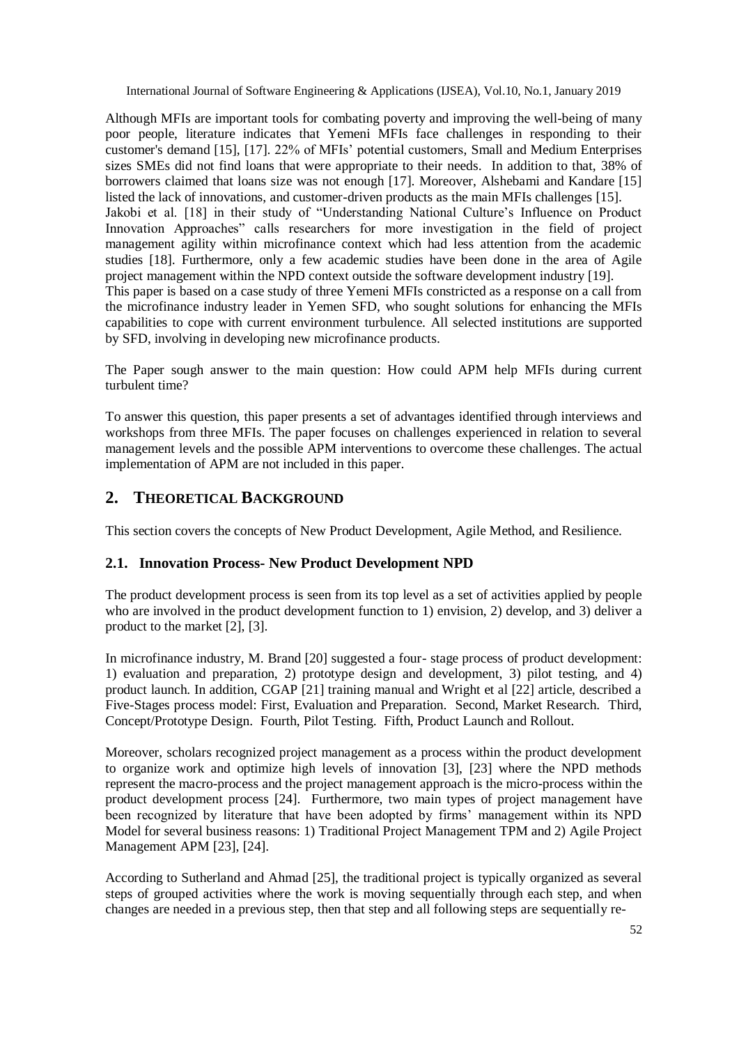Although MFIs are important tools for combating poverty and improving the well-being of many poor people, literature indicates that Yemeni MFIs face challenges in responding to their customer's demand [15], [17]. 22% of MFIs' potential customers, Small and Medium Enterprises sizes SMEs did not find loans that were appropriate to their needs. In addition to that, 38% of borrowers claimed that loans size was not enough [17]. Moreover, Alshebami and Kandare [15] listed the lack of innovations, and customer-driven products as the main MFIs challenges [15]. Jakobi et al. [18] in their study of "Understanding National Culture's Influence on Product Innovation Approaches" calls researchers for more investigation in the field of project management agility within microfinance context which had less attention from the academic studies [18]. Furthermore, only a few academic studies have been done in the area of Agile project management within the NPD context outside the software development industry [19]. This paper is based on a case study of three Yemeni MFIs constricted as a response on a call from the microfinance industry leader in Yemen SFD, who sought solutions for enhancing the MFIs capabilities to cope with current environment turbulence. All selected institutions are supported by SFD, involving in developing new microfinance products.

The Paper sough answer to the main question: How could APM help MFIs during current turbulent time?

To answer this question, this paper presents a set of advantages identified through interviews and workshops from three MFIs. The paper focuses on challenges experienced in relation to several management levels and the possible APM interventions to overcome these challenges. The actual implementation of APM are not included in this paper.

## 2. THEORETICAL BACKGROUND

This section covers the concepts of New Product Development, Agile Method, and Resilience.

### 2.1. Innovation Process- New Product Development NPD

The product development process is seen from its top level as a set of activities applied by people who are involved in the product development function to 1) envision, 2) develop, and 3) deliver a product to the market [2], [3].

In microfinance industry, M. Brand [20] suggested a four- stage process of product development: 1) evaluation and preparation, 2) prototype design and development, 3) pilot testing, and 4) product launch. In addition, CGAP [21] training manual and Wright et al [22] article, described a Five-Stages process model: First, Evaluation and Preparation. Second, Market Research. Third, Concept/Prototype Design. Fourth, Pilot Testing. Fifth, Product Launch and Rollout.

Moreover, scholars recognized project management as a process within the product development to organize work and optimize high levels of innovation [3], [23] where the NPD methods represent the macro-process and the project management approach is the micro-process within the product development process [24]. Furthermore, two main types of project management have been recognized by literature that have been adopted by firms' management within its NPD Model for several business reasons: 1) Traditional Project Management TPM and 2) Agile Project Management APM [23], [24].

According to Sutherland and Ahmad [25], the traditional project is typically organized as several steps of grouped activities where the work is moving sequentially through each step, and when changes are needed in a previous step, then that step and all following steps are sequentially re-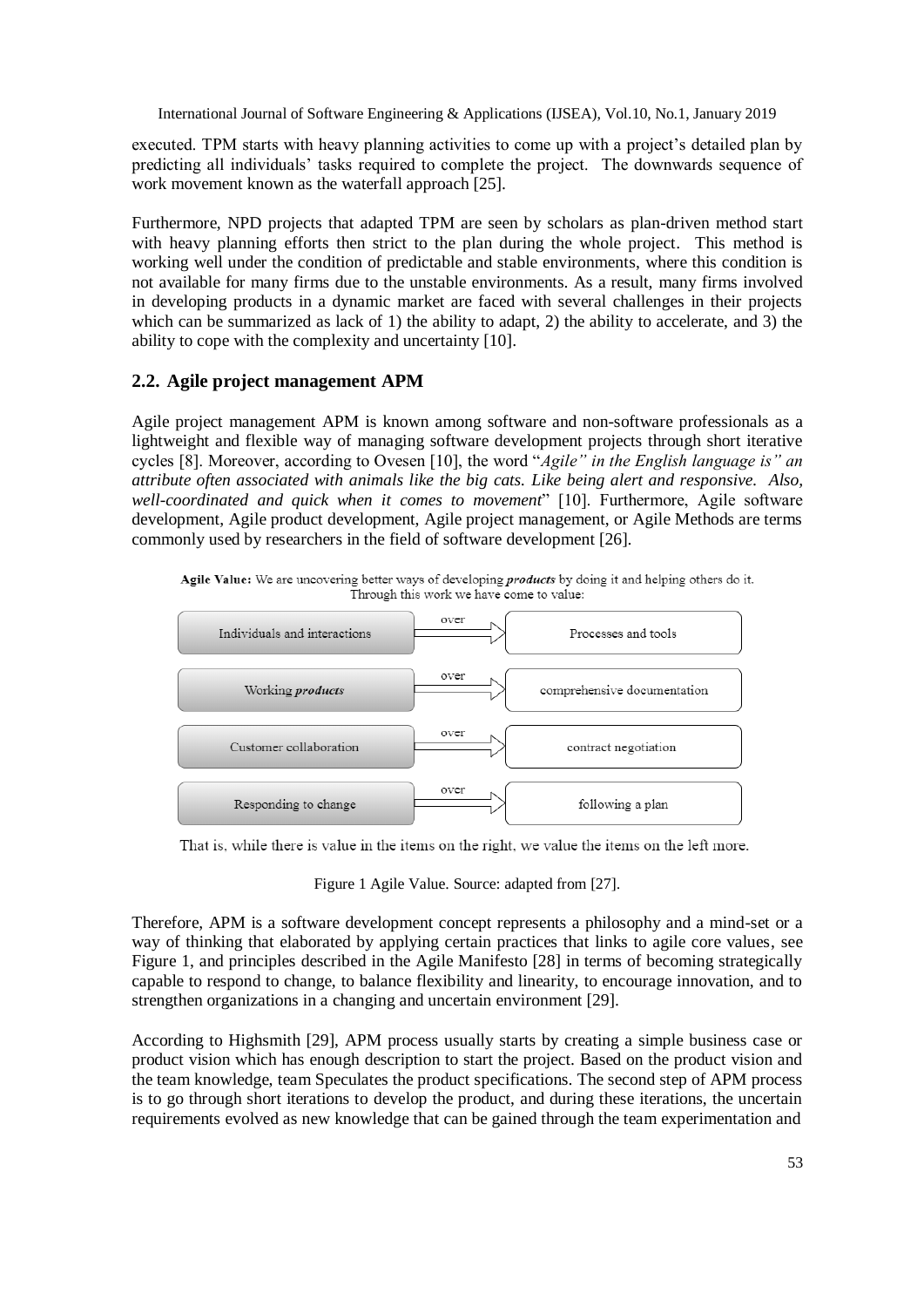executed. TPM starts with heavy planning activities to come up with a project's detailed plan by predicting all individuals' tasks required to complete the project. The downwards sequence of work movement known as the waterfall approach [25].

Furthermore, NPD projects that adapted TPM are seen by scholars as plan-driven method start with heavy planning efforts then strict to the plan during the whole project. This method is working well under the condition of predictable and stable environments, where this condition is not available for many firms due to the unstable environments. As a result, many firms involved in developing products in a dynamic market are faced with several challenges in their projects which can be summarized as lack of 1) the ability to adapt, 2) the ability to accelerate, and 3) the ability to cope with the complexity and uncertainty [10].

## 2.2. Agile project management APM

Agile project management APM is known among software and non-software professionals as a lightweight and flexible way of managing software development projects through short iterative cycles [8]. Moreover, according to Ovesen [10], the word "*Agile" in the English language is" an attribute often associated with animals like the big cats. Like being alert and responsive. Also, well-coordinated and quick when it comes to movement*" [10]. Furthermore, Agile software development, Agile product development, Agile project management, or Agile Methods are terms commonly used by researchers in the field of software development [26].

**Agile Value:** We are uncovering better ways of developing ***products*** by doing it and helping others do it. Through this work we have come to value:

| | | |
|---|---|---|
| Individuals and interactions | over | Processes and tools |
| Working ***products*** | over | comprehensive documentation |
| Customer collaboration | over | contract negotiation |
| Responding to change | over | following a plan |

That is, while there is value in the items on the right, we value the items on the left more.

Figure 1 Agile Value. Source: adapted from [27].

Therefore, APM is a software development concept represents a philosophy and a mind-set or a way of thinking that elaborated by applying certain practices that links to agile core values, see Figure 1, and principles described in the Agile Manifesto [28] in terms of becoming strategically capable to respond to change, to balance flexibility and linearity, to encourage innovation, and to strengthen organizations in a changing and uncertain environment [29].

According to Highsmith [29], APM process usually starts by creating a simple business case or product vision which has enough description to start the project. Based on the product vision and the team knowledge, team Speculates the product specifications. The second step of APM process is to go through short iterations to develop the product, and during these iterations, the uncertain requirements evolved as new knowledge that can be gained through the team experimentation and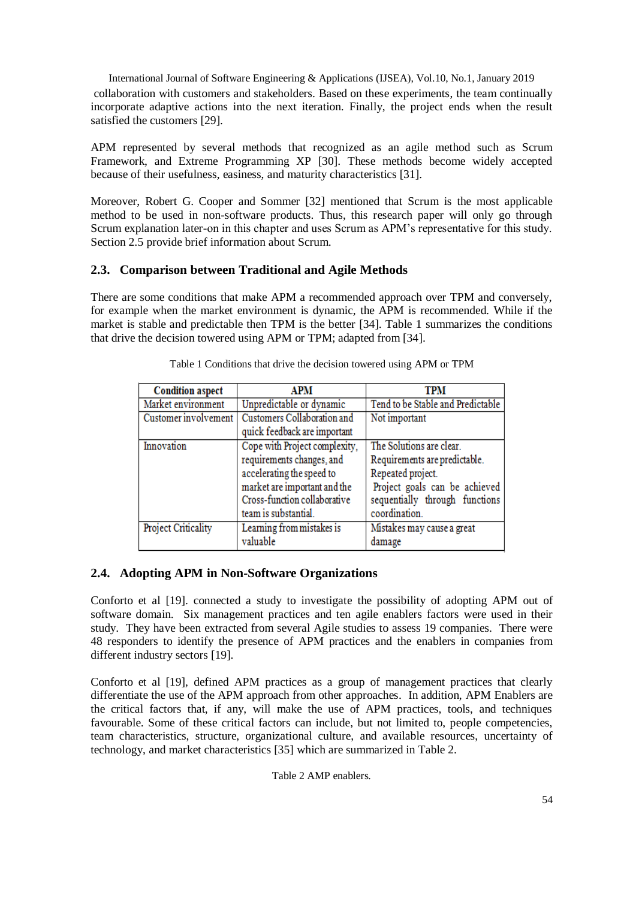collaboration with customers and stakeholders. Based on these experiments, the team continually incorporate adaptive actions into the next iteration. Finally, the project ends when the result satisfied the customers [29].

APM represented by several methods that recognized as an agile method such as Scrum Framework, and Extreme Programming XP [30]. These methods become widely accepted because of their usefulness, easiness, and maturity characteristics [31].

Moreover, Robert G. Cooper and Sommer [32] mentioned that Scrum is the most applicable method to be used in non-software products. Thus, this research paper will only go through Scrum explanation later-on in this chapter and uses Scrum as APM's representative for this study. Section 2.5 provide brief information about Scrum.

## 2.3. Comparison between Traditional and Agile Methods

There are some conditions that make APM a recommended approach over TPM and conversely, for example when the market environment is dynamic, the APM is recommended. While if the market is stable and predictable then TPM is the better [34]. Table 1 summarizes the conditions that drive the decision towered using APM or TPM; adapted from [34].

Table 1 Conditions that drive the decision towered using APM or TPM

| Condition aspect | APM | TPM |
|---|---|---|
| Market environment | Unpredictable or dynamic | Tend to be Stable and Predictable |
| Customer involvement | Customers Collaboration and quick feedback are important | Not important |
| Innovation | Cope with Project complexity, requirements changes, and accelerating the speed to market are important and the Cross-function collaborative team is substantial. | The Solutions are clear. Requirements are predictable. Repeated project. Project goals can be achieved sequentially through functions coordination. |
| Project Criticality | Learning from mistakes is valuable | Mistakes may cause a great damage |

## 2.4. Adopting APM in Non-Software Organizations

Conforto et al [19]. connected a study to investigate the possibility of adopting APM out of software domain. Six management practices and ten agile enablers factors were used in their study. They have been extracted from several Agile studies to assess 19 companies. There were 48 responders to identify the presence of APM practices and the enablers in companies from different industry sectors [19].

Conforto et al [19], defined APM practices as a group of management practices that clearly differentiate the use of the APM approach from other approaches. In addition, APM Enablers are the critical factors that, if any, will make the use of APM practices, tools, and techniques favourable. Some of these critical factors can include, but not limited to, people competencies, team characteristics, structure, organizational culture, and available resources, uncertainty of technology, and market characteristics [35] which are summarized in Table 2.

Table 2 AMP enablers.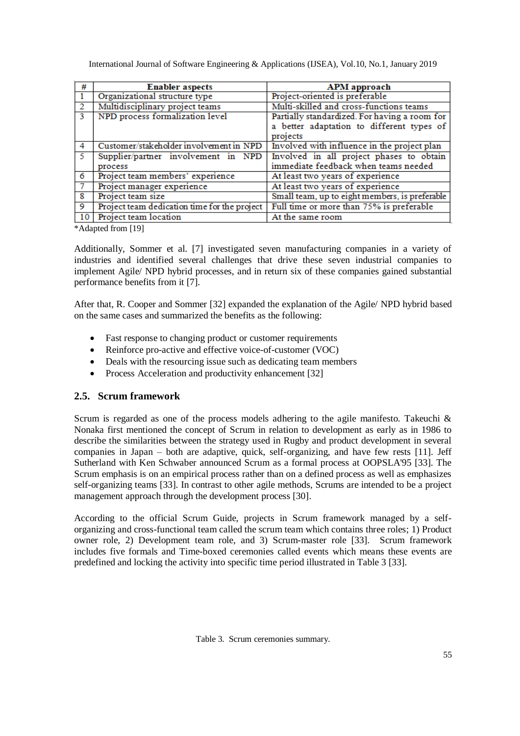| # | Enabler aspects | APM approach |
|---|---|---|
| 1 | Organizational structure type | Project-oriented is preferable |
| 2 | Multidisciplinary project teams | Multi-skilled and cross-functions teams |
| 3 | NPD process formalization level | Partially standardized. For having a room for a better adaptation to different types of projects |
| 4 | Customer/stakeholder involvement in NPD | Involved with influence in the project plan |
| 5 | Supplier/partner involvement in NPD process | Involved in all project phases to obtain immediate feedback when teams needed |
| 6 | Project team members' experience | At least two years of experience |
| 7 | Project manager experience | At least two years of experience |
| 8 | Project team size | Small team, up to eight members, is preferable |
| 9 | Project team dedication time for the project | Full time or more than 75% is preferable |
| 10 | Project team location | At the same room |

*Adapted from [19]

Additionally, Sommer et al. [7] investigated seven manufacturing companies in a variety of industries and identified several challenges that drive these seven industrial companies to implement Agile/ NPD hybrid processes, and in return six of these companies gained substantial performance benefits from it [7].

After that, R. Cooper and Sommer [32] expanded the explanation of the Agile/ NPD hybrid based on the same cases and summarized the benefits as the following:

- Fast response to changing product or customer requirements
- Reinforce pro-active and effective voice-of-customer (VOC)
- Deals with the resourcing issue such as dedicating team members
- Process Acceleration and productivity enhancement [32]

## 2.5. Scrum framework

Scrum is regarded as one of the process models adhering to the agile manifesto. Takeuchi & Nonaka first mentioned the concept of Scrum in relation to development as early as in 1986 to describe the similarities between the strategy used in Rugby and product development in several companies in Japan – both are adaptive, quick, self-organizing, and have few rests [11]. Jeff Sutherland with Ken Schwaber announced Scrum as a formal process at OOPSLA'95 [33]. The Scrum emphasis is on an empirical process rather than on a defined process as well as emphasizes self-organizing teams [33]. In contrast to other agile methods, Scrums are intended to be a project management approach through the development process [30].

According to the official Scrum Guide, projects in Scrum framework managed by a self-organizing and cross-functional team called the scrum team which contains three roles; 1) Product owner role, 2) Development team role, and 3) Scrum-master role [33]. Scrum framework includes five formals and Time-boxed ceremonies called events which means these events are predefined and locking the activity into specific time period illustrated in Table 3 [33].

Table 3. Scrum ceremonies summary.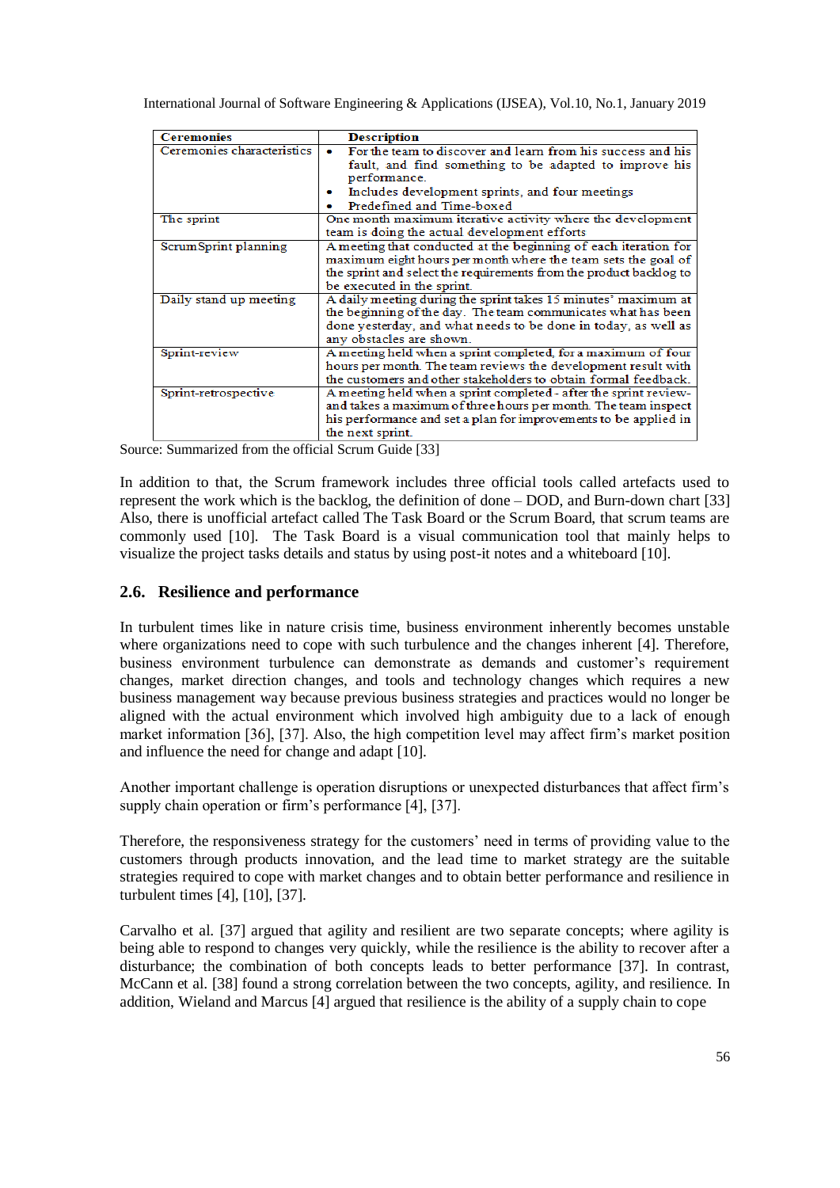| Ceremonies | Description |
|---|---|
| Ceremonies characteristics | • For the team to discover and learn from his success and his fault, and find something to be adapted to improve his performance.<br>• Includes development sprints, and four meetings<br>• Predefined and Time-boxed |
| The sprint | One month maximum iterative activity where the development team is doing the actual development efforts |
| Scrum Sprint planning | A meeting that conducted at the beginning of each iteration for maximum eight hours per month where the team sets the goal of the sprint and select the requirements from the product backlog to be executed in the sprint. |
| Daily stand up meeting | A daily meeting during the sprint takes 15 minutes' maximum at the beginning of the day. The team communicates what has been done yesterday, and what needs to be done in today, as well as any obstacles are shown. |
| Sprint-review | A meeting held when a sprint completed, for a maximum of four hours per month. The team reviews the development result with the customers and other stakeholders to obtain formal feedback. |
| Sprint-retrospective | A meeting held when a sprint completed - after the sprint review- and takes a maximum of three hours per month. The team inspect his performance and set a plan for improvements to be applied in the next sprint. |

Source: Summarized from the official Scrum Guide [33]

In addition to that, the Scrum framework includes three official tools called artefacts used to represent the work which is the backlog, the definition of done – DOD, and Burn-down chart [33] Also, there is unofficial artefact called The Task Board or the Scrum Board, that scrum teams are commonly used [10]. The Task Board is a visual communication tool that mainly helps to visualize the project tasks details and status by using post-it notes and a whiteboard [10].

### 2.6. Resilience and performance

In turbulent times like in nature crisis time, business environment inherently becomes unstable where organizations need to cope with such turbulence and the changes inherent [4]. Therefore, business environment turbulence can demonstrate as demands and customer's requirement changes, market direction changes, and tools and technology changes which requires a new business management way because previous business strategies and practices would no longer be aligned with the actual environment which involved high ambiguity due to a lack of enough market information [36], [37]. Also, the high competition level may affect firm's market position and influence the need for change and adapt [10].

Another important challenge is operation disruptions or unexpected disturbances that affect firm's supply chain operation or firm's performance [4], [37].

Therefore, the responsiveness strategy for the customers' need in terms of providing value to the customers through products innovation, and the lead time to market strategy are the suitable strategies required to cope with market changes and to obtain better performance and resilience in turbulent times [4], [10], [37].

Carvalho et al. [37] argued that agility and resilient are two separate concepts; where agility is being able to respond to changes very quickly, while the resilience is the ability to recover after a disturbance; the combination of both concepts leads to better performance [37]. In contrast, McCann et al. [38] found a strong correlation between the two concepts, agility, and resilience. In addition, Wieland and Marcus [4] argued that resilience is the ability of a supply chain to cope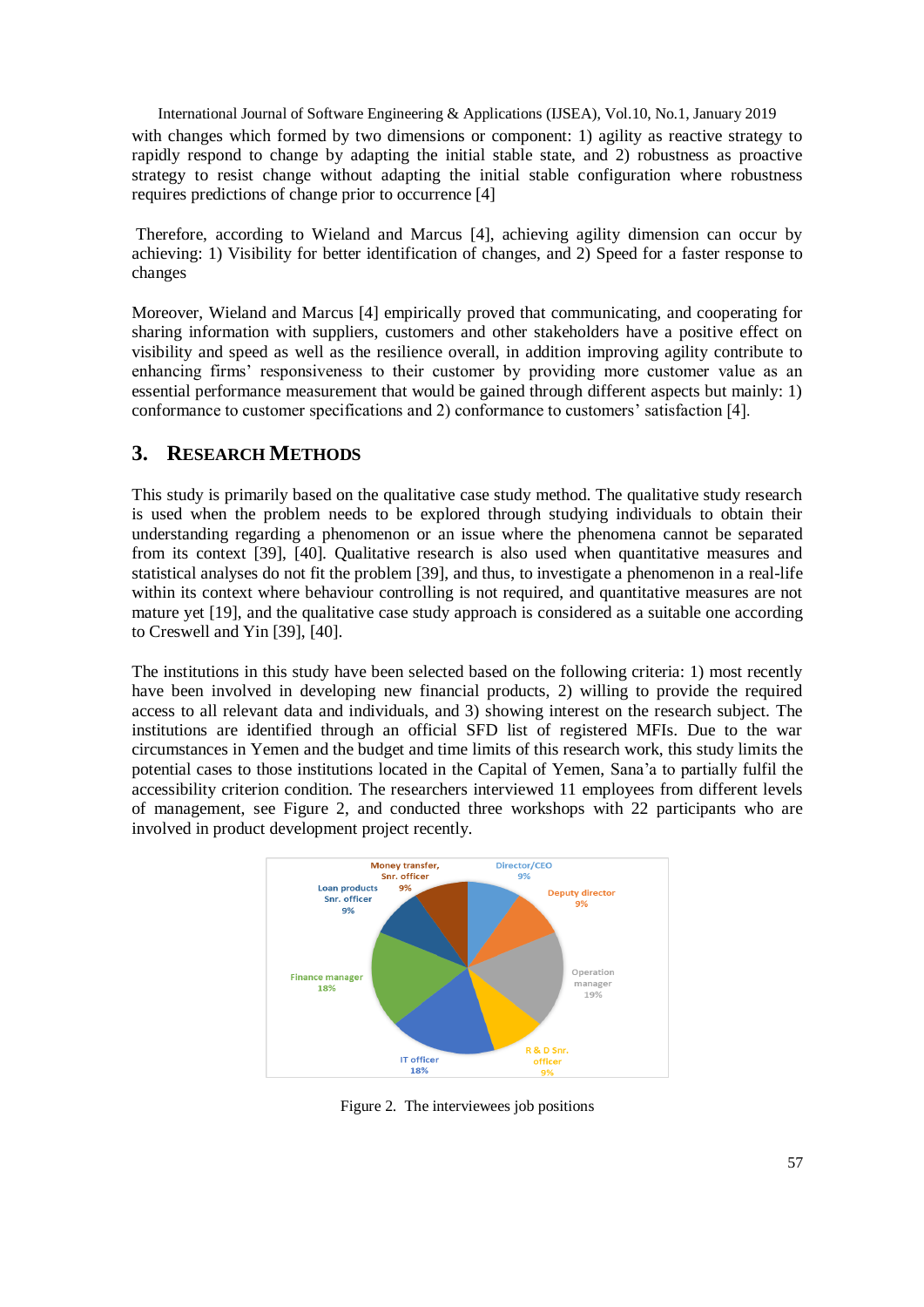with changes which formed by two dimensions or component: 1) agility as reactive strategy to rapidly respond to change by adapting the initial stable state, and 2) robustness as proactive strategy to resist change without adapting the initial stable configuration where robustness requires predictions of change prior to occurrence [4]

Therefore, according to Wieland and Marcus [4], achieving agility dimension can occur by achieving: 1) Visibility for better identification of changes, and 2) Speed for a faster response to changes

Moreover, Wieland and Marcus [4] empirically proved that communicating, and cooperating for sharing information with suppliers, customers and other stakeholders have a positive effect on visibility and speed as well as the resilience overall, in addition improving agility contribute to enhancing firms' responsiveness to their customer by providing more customer value as an essential performance measurement that would be gained through different aspects but mainly: 1) conformance to customer specifications and 2) conformance to customers' satisfaction [4].

## 3. Research Methods

This study is primarily based on the qualitative case study method. The qualitative study research is used when the problem needs to be explored through studying individuals to obtain their understanding regarding a phenomenon or an issue where the phenomena cannot be separated from its context [39], [40]. Qualitative research is also used when quantitative measures and statistical analyses do not fit the problem [39], and thus, to investigate a phenomenon in a real-life within its context where behaviour controlling is not required, and quantitative measures are not mature yet [19], and the qualitative case study approach is considered as a suitable one according to Creswell and Yin [39], [40].

The institutions in this study have been selected based on the following criteria: 1) most recently have been involved in developing new financial products, 2) willing to provide the required access to all relevant data and individuals, and 3) showing interest on the research subject. The institutions are identified through an official SFD list of registered MFIs. Due to the war circumstances in Yemen and the budget and time limits of this research work, this study limits the potential cases to those institutions located in the Capital of Yemen, Sana'a to partially fulfil the accessibility criterion condition. The researchers interviewed 11 employees from different levels of management, see Figure 2, and conducted three workshops with 22 participants who are involved in product development project recently.

Figure 2. The interviewees job positions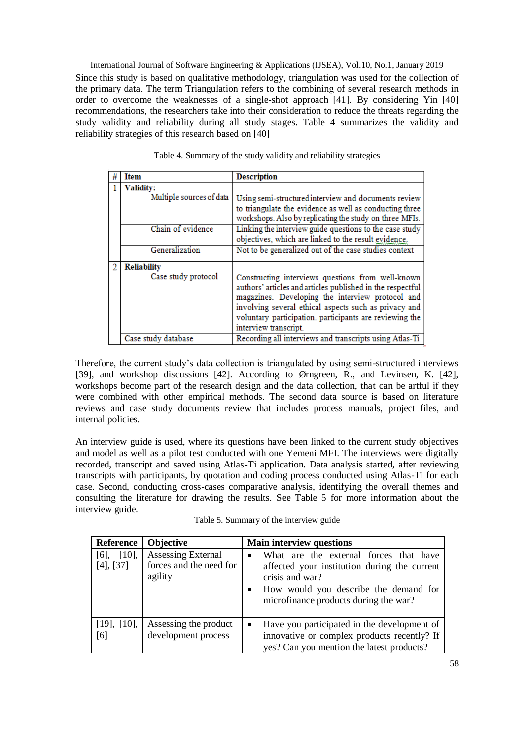Since this study is based on qualitative methodology, triangulation was used for the collection of the primary data. The term Triangulation refers to the combining of several research methods in order to overcome the weaknesses of a single-shot approach [41]. By considering Yin [40] recommendations, the researchers take into their consideration to reduce the threats regarding the study validity and reliability during all study stages. Table 4 summarizes the validity and reliability strategies of this research based on [40]

Table 4. Summary of the study validity and reliability strategies

| # | Item | Description |
|---|---|---|
| 1 | **Validity:** | |
| | Multiple sources of data | Using semi-structured interview and documents review to triangulate the evidence as well as conducting three workshops. Also by replicating the study on three MFIs. |
| | Chain of evidence | Linking the interview guide questions to the case study objectives, which are linked to the result evidence. |
| | Generalization | Not to be generalized out of the case studies context |
| 2 | **Reliability** | |
| | Case study protocol | Constructing interviews questions from well-known authors' articles and articles published in the respectful magazines. Developing the interview protocol and involving several ethical aspects such as privacy and voluntary participation. participants are reviewing the interview transcript. |
| | Case study database | Recording all interviews and transcripts using Atlas-Ti |

Therefore, the current study's data collection is triangulated by using semi-structured interviews [39], and workshop discussions [42]. According to Ørngreen, R., and Levinsen, K. [42], workshops become part of the research design and the data collection, that can be artful if they were combined with other empirical methods. The second data source is based on literature reviews and case study documents review that includes process manuals, project files, and internal policies.

An interview guide is used, where its questions have been linked to the current study objectives and model as well as a pilot test conducted with one Yemeni MFI. The interviews were digitally recorded, transcript and saved using Atlas-Ti application. Data analysis started, after reviewing transcripts with participants, by quotation and coding process conducted using Atlas-Ti for each case. Second, conducting cross-cases comparative analysis, identifying the overall themes and consulting the literature for drawing the results. See Table 5 for more information about the interview guide.

Table 5. Summary of the interview guide

| Reference | Objective | Main interview questions |
|---|---|---|
| [6], [10], [4], [37] | Assessing External forces and the need for agility | • What are the external forces that have affected your institution during the current crisis and war? • How would you describe the demand for microfinance products during the war? |
| [19], [10], [6] | Assessing the product development process | • Have you participated in the development of innovative or complex products recently? If yes? Can you mention the latest products? |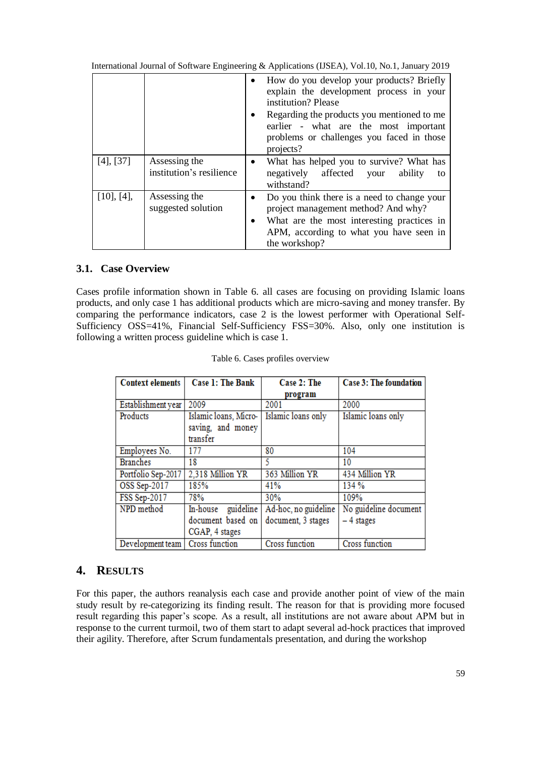| | | |
|---|---|---|
| | | • How do you develop your products? Briefly explain the development process in your institution? Please<br>• Regarding the products you mentioned to me earlier - what are the most important problems or challenges you faced in those projects? |
| [4], [37] | Assessing the institution's resilience | • What has helped you to survive? What has negatively affected your ability to withstand? |
| [10], [4], | Assessing the suggested solution | • Do you think there is a need to change your project management method? And why?<br>• What are the most interesting practices in APM, according to what you have seen in the workshop? |

### 3.1. Case Overview

Cases profile information shown in Table 6. all cases are focusing on providing Islamic loans products, and only case 1 has additional products which are micro-saving and money transfer. By comparing the performance indicators, case 2 is the lowest performer with Operational Self-Sufficiency OSS=41%, Financial Self-Sufficiency FSS=30%. Also, only one institution is following a written process guideline which is case 1.

Table 6. Cases profiles overview

| Context elements | Case 1: The Bank | Case 2: The program | Case 3: The foundation |
|---|---|---|---|
| Establishment year | 2009 | 2001 | 2000 |
| Products | Islamic loans, Micro-saving, and money transfer | Islamic loans only | Islamic loans only |
| Employees No. | 177 | 80 | 104 |
| Branches | 18 | 5 | 10 |
| Portfolio Sep-2017 | 2,318 Million YR | 363 Million YR | 434 Million YR |
| OSS Sep-2017 | 185% | 41% | 134 % |
| FSS Sep-2017 | 78% | 30% | 109% |
| NPD method | In-house guideline document based on CGAP, 4 stages | Ad-hoc, no guideline document, 3 stages | No guideline document – 4 stages |
| Development team | Cross function | Cross function | Cross function |

## 4. Results

For this paper, the authors reanalysis each case and provide another point of view of the main study result by re-categorizing its finding result. The reason for that is providing more focused result regarding this paper's scope. As a result, all institutions are not aware about APM but in response to the current turmoil, two of them start to adapt several ad-hock practices that improved their agility. Therefore, after Scrum fundamentals presentation, and during the workshop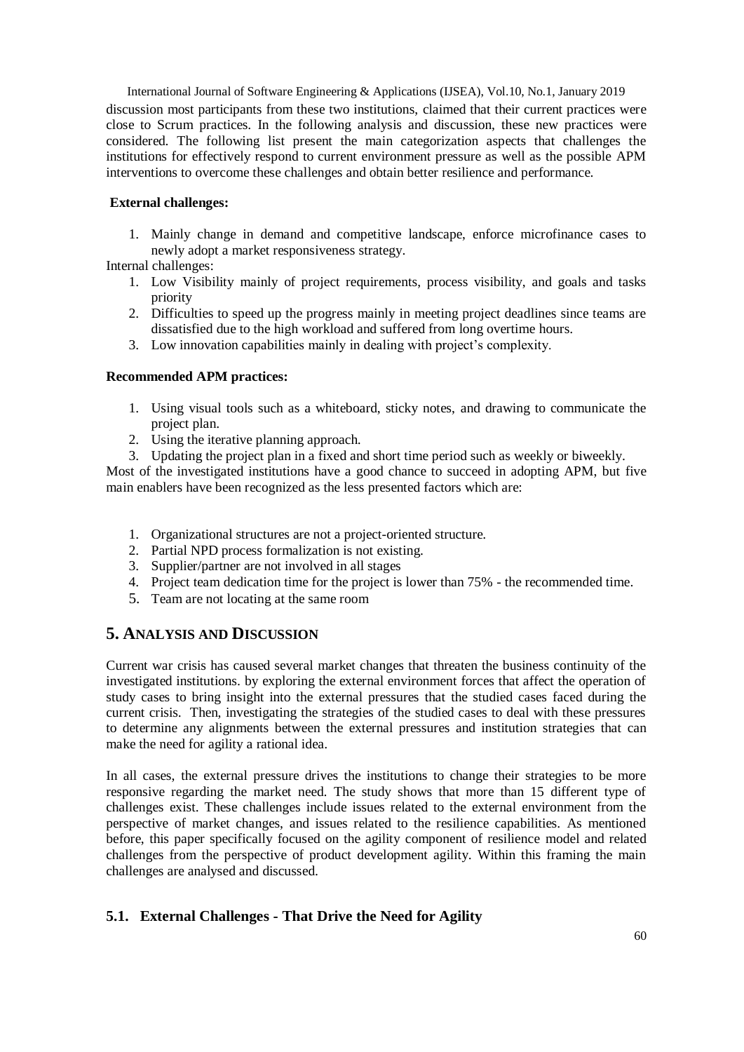discussion most participants from these two institutions, claimed that their current practices were close to Scrum practices. In the following analysis and discussion, these new practices were considered. The following list present the main categorization aspects that challenges the institutions for effectively respond to current environment pressure as well as the possible APM interventions to overcome these challenges and obtain better resilience and performance.

**External challenges:**

1. Mainly change in demand and competitive landscape, enforce microfinance cases to newly adopt a market responsiveness strategy.

Internal challenges:

1. Low Visibility mainly of project requirements, process visibility, and goals and tasks priority
2. Difficulties to speed up the progress mainly in meeting project deadlines since teams are dissatisfied due to the high workload and suffered from long overtime hours.
3. Low innovation capabilities mainly in dealing with project's complexity.

**Recommended APM practices:**

1. Using visual tools such as a whiteboard, sticky notes, and drawing to communicate the project plan.
2. Using the iterative planning approach.
3. Updating the project plan in a fixed and short time period such as weekly or biweekly.

Most of the investigated institutions have a good chance to succeed in adopting APM, but five main enablers have been recognized as the less presented factors which are:

1. Organizational structures are not a project-oriented structure.
2. Partial NPD process formalization is not existing.
3. Supplier/partner are not involved in all stages
4. Project team dedication time for the project is lower than 75% - the recommended time.
5. Team are not locating at the same room

## 5. Analysis and Discussion

Current war crisis has caused several market changes that threaten the business continuity of the investigated institutions. by exploring the external environment forces that affect the operation of study cases to bring insight into the external pressures that the studied cases faced during the current crisis. Then, investigating the strategies of the studied cases to deal with these pressures to determine any alignments between the external pressures and institution strategies that can make the need for agility a rational idea.

In all cases, the external pressure drives the institutions to change their strategies to be more responsive regarding the market need. The study shows that more than 15 different type of challenges exist. These challenges include issues related to the external environment from the perspective of market changes, and issues related to the resilience capabilities. As mentioned before, this paper specifically focused on the agility component of resilience model and related challenges from the perspective of product development agility. Within this framing the main challenges are analysed and discussed.

### 5.1. External Challenges - That Drive the Need for Agility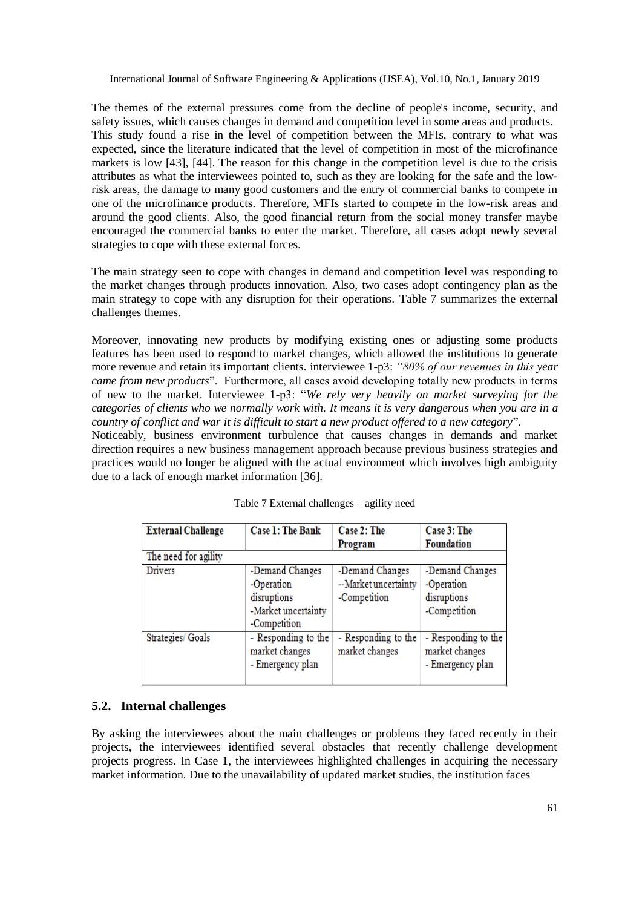The themes of the external pressures come from the decline of people's income, security, and safety issues, which causes changes in demand and competition level in some areas and products. This study found a rise in the level of competition between the MFIs, contrary to what was expected, since the literature indicated that the level of competition in most of the microfinance markets is low [43], [44]. The reason for this change in the competition level is due to the crisis attributes as what the interviewees pointed to, such as they are looking for the safe and the low-risk areas, the damage to many good customers and the entry of commercial banks to compete in one of the microfinance products. Therefore, MFIs started to compete in the low-risk areas and around the good clients. Also, the good financial return from the social money transfer maybe encouraged the commercial banks to enter the market. Therefore, all cases adopt newly several strategies to cope with these external forces.

The main strategy seen to cope with changes in demand and competition level was responding to the market changes through products innovation. Also, two cases adopt contingency plan as the main strategy to cope with any disruption for their operations. Table 7 summarizes the external challenges themes.

Moreover, innovating new products by modifying existing ones or adjusting some products features has been used to respond to market changes, which allowed the institutions to generate more revenue and retain its important clients. interviewee 1-p3: *"80% of our revenues in this year came from new products*". Furthermore, all cases avoid developing totally new products in terms of new to the market. Interviewee 1-p3: "*We rely very heavily on market surveying for the categories of clients who we normally work with. It means it is very dangerous when you are in a country of conflict and war it is difficult to start a new product offered to a new category*".
Noticeably, business environment turbulence that causes changes in demands and market direction requires a new business management approach because previous business strategies and practices would no longer be aligned with the actual environment which involves high ambiguity due to a lack of enough market information [36].

Table 7 External challenges – agility need

| External Challenge | Case 1: The Bank | Case 2: The Program | Case 3: The Foundation |
|---|---|---|---|
| The need for agility | | | |
| Drivers | -Demand Changes<br>-Operation disruptions<br>-Market uncertainty<br>-Competition | -Demand Changes<br>--Market uncertainty<br>-Competition | -Demand Changes<br>-Operation disruptions<br>-Competition |
| Strategies/ Goals | - Responding to the market changes<br>- Emergency plan | - Responding to the market changes | - Responding to the market changes<br>- Emergency plan |

## 5.2. Internal challenges

By asking the interviewees about the main challenges or problems they faced recently in their projects, the interviewees identified several obstacles that recently challenge development projects progress. In Case 1, the interviewees highlighted challenges in acquiring the necessary market information. Due to the unavailability of updated market studies, the institution faces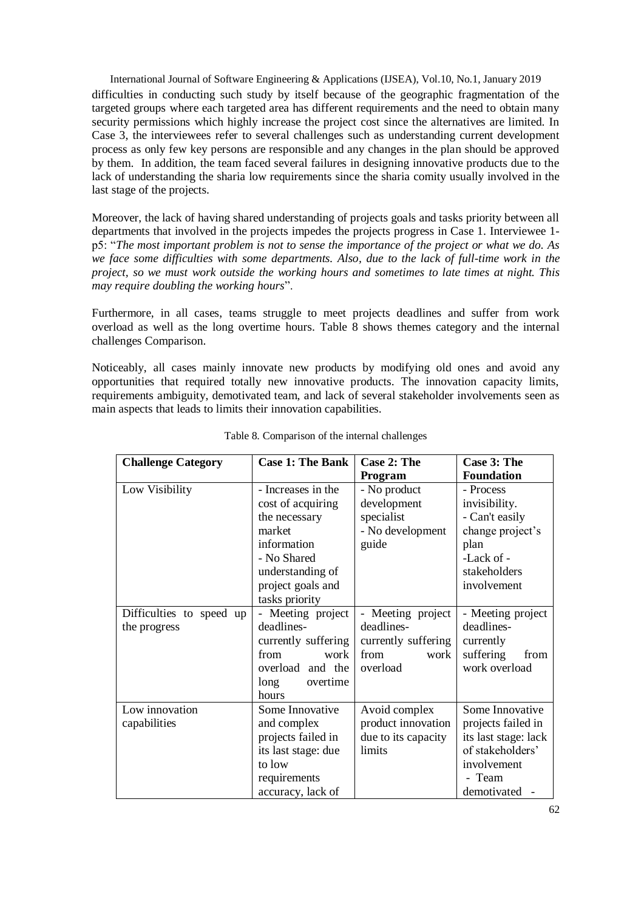difficulties in conducting such study by itself because of the geographic fragmentation of the targeted groups where each targeted area has different requirements and the need to obtain many security permissions which highly increase the project cost since the alternatives are limited. In Case 3, the interviewees refer to several challenges such as understanding current development process as only few key persons are responsible and any changes in the plan should be approved by them. In addition, the team faced several failures in designing innovative products due to the lack of understanding the sharia low requirements since the sharia comity usually involved in the last stage of the projects.

Moreover, the lack of having shared understanding of projects goals and tasks priority between all departments that involved in the projects impedes the projects progress in Case 1. Interviewee 1-p5: "*The most important problem is not to sense the importance of the project or what we do. As we face some difficulties with some departments. Also, due to the lack of full-time work in the project, so we must work outside the working hours and sometimes to late times at night. This may require doubling the working hours*".

Furthermore, in all cases, teams struggle to meet projects deadlines and suffer from work overload as well as the long overtime hours. Table 8 shows themes category and the internal challenges Comparison.

Noticeably, all cases mainly innovate new products by modifying old ones and avoid any opportunities that required totally new innovative products. The innovation capacity limits, requirements ambiguity, demotivated team, and lack of several stakeholder involvements seen as main aspects that leads to limits their innovation capabilities.

Table 8. Comparison of the internal challenges

| **Challenge Category** | **Case 1: The Bank** | **Case 2: The Program** | **Case 3: The Foundation** |
|---|---|---|---|
| Low Visibility | - Increases in the cost of acquiring the necessary market information<br>- No Shared understanding of project goals and tasks priority | - No product development specialist<br>- No development guide | - Process invisibility.<br>- Can't easily change project's plan<br>-Lack of - stakeholders involvement |
| Difficulties to speed up the progress | - Meeting project deadlines- currently suffering from work overload and the long overtime hours | - Meeting project deadlines- currently suffering from work overload | - Meeting project deadlines- currently suffering from work overload |
| Low innovation capabilities | Some Innovative and complex projects failed in its last stage: due to low requirements accuracy, lack of | Avoid complex product innovation due to its capacity limits | Some Innovative projects failed in its last stage: lack of stakeholders' involvement<br>- Team demotivated - |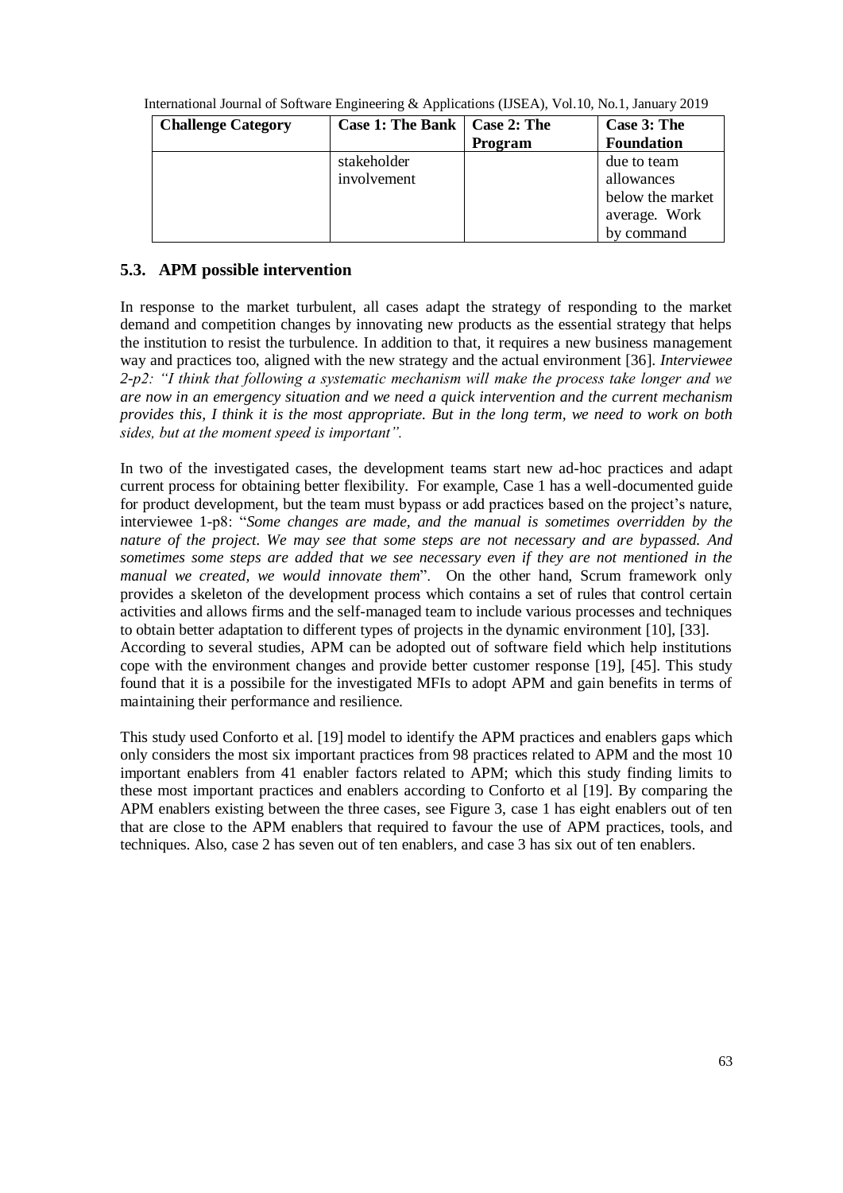| Challenge Category | Case 1: The Bank | Case 2: The Program | Case 3: The Foundation |
| --- | --- | --- | --- |
| | stakeholder involvement | | due to team allowances below the market average. Work by command |

## 5.3. APM possible intervention

In response to the market turbulent, all cases adapt the strategy of responding to the market demand and competition changes by innovating new products as the essential strategy that helps the institution to resist the turbulence. In addition to that, it requires a new business management way and practices too, aligned with the new strategy and the actual environment [36]. *Interviewee 2-p2: "I think that following a systematic mechanism will make the process take longer and we are now in an emergency situation and we need a quick intervention and the current mechanism provides this, I think it is the most appropriate. But in the long term, we need to work on both sides, but at the moment speed is important".*

In two of the investigated cases, the development teams start new ad-hoc practices and adapt current process for obtaining better flexibility. For example, Case 1 has a well-documented guide for product development, but the team must bypass or add practices based on the project's nature, interviewee 1-p8: "*Some changes are made, and the manual is sometimes overridden by the nature of the project. We may see that some steps are not necessary and are bypassed. And sometimes some steps are added that we see necessary even if they are not mentioned in the manual we created, we would innovate them*". On the other hand, Scrum framework only provides a skeleton of the development process which contains a set of rules that control certain activities and allows firms and the self-managed team to include various processes and techniques to obtain better adaptation to different types of projects in the dynamic environment [10], [33]. According to several studies, APM can be adopted out of software field which help institutions cope with the environment changes and provide better customer response [19], [45]. This study found that it is a possibile for the investigated MFIs to adopt APM and gain benefits in terms of maintaining their performance and resilience.

This study used Conforto et al. [19] model to identify the APM practices and enablers gaps which only considers the most six important practices from 98 practices related to APM and the most 10 important enablers from 41 enabler factors related to APM; which this study finding limits to these most important practices and enablers according to Conforto et al [19]. By comparing the APM enablers existing between the three cases, see Figure 3, case 1 has eight enablers out of ten that are close to the APM enablers that required to favour the use of APM practices, tools, and techniques. Also, case 2 has seven out of ten enablers, and case 3 has six out of ten enablers.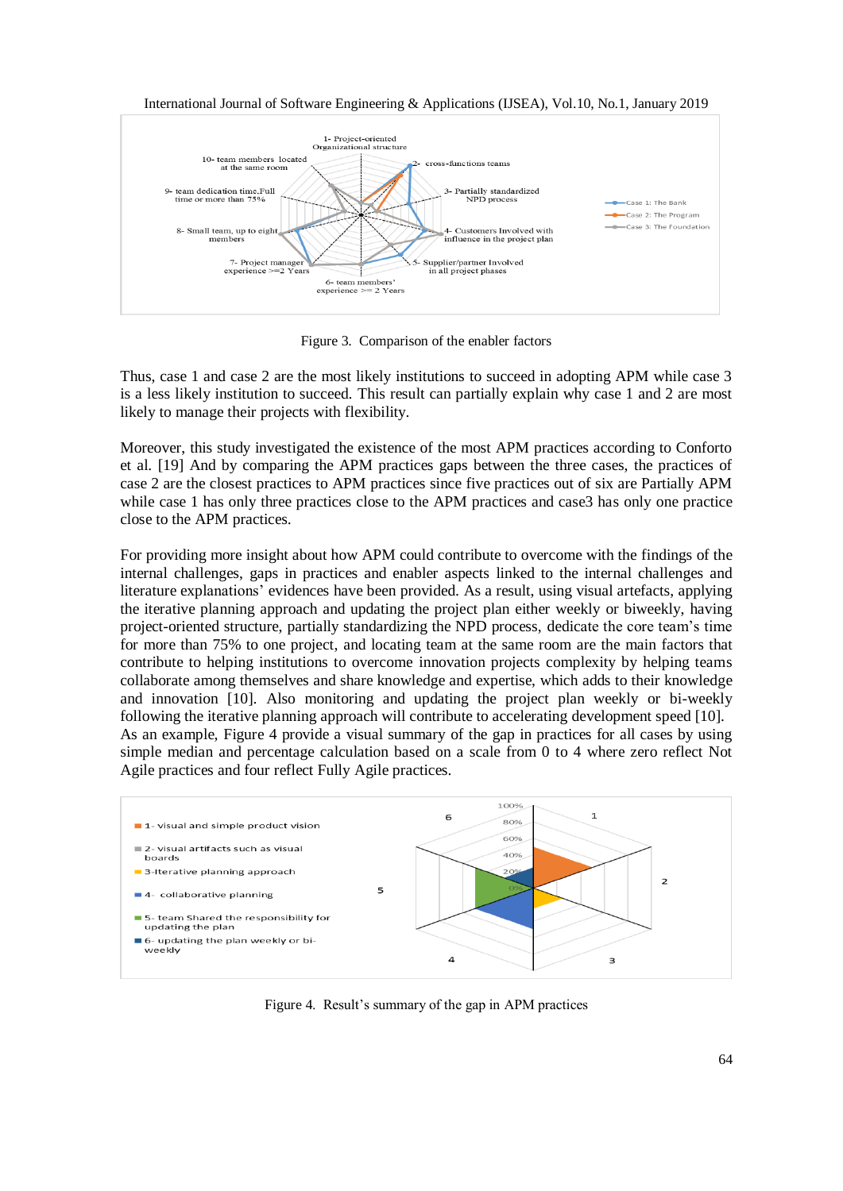Figure 3. Comparison of the enabler factors

Thus, case 1 and case 2 are the most likely institutions to succeed in adopting APM while case 3 is a less likely institution to succeed. This result can partially explain why case 1 and 2 are most likely to manage their projects with flexibility.

Moreover, this study investigated the existence of the most APM practices according to Conforto et al. [19] And by comparing the APM practices gaps between the three cases, the practices of case 2 are the closest practices to APM practices since five practices out of six are Partially APM while case 1 has only three practices close to the APM practices and case3 has only one practice close to the APM practices.

For providing more insight about how APM could contribute to overcome with the findings of the internal challenges, gaps in practices and enabler aspects linked to the internal challenges and literature explanations' evidences have been provided. As a result, using visual artefacts, applying the iterative planning approach and updating the project plan either weekly or biweekly, having project-oriented structure, partially standardizing the NPD process, dedicate the core team's time for more than 75% to one project, and locating team at the same room are the main factors that contribute to helping institutions to overcome innovation projects complexity by helping teams collaborate among themselves and share knowledge and expertise, which adds to their knowledge and innovation [10]. Also monitoring and updating the project plan weekly or bi-weekly following the iterative planning approach will contribute to accelerating development speed [10]. As an example, Figure 4 provide a visual summary of the gap in practices for all cases by using simple median and percentage calculation based on a scale from 0 to 4 where zero reflect Not Agile practices and four reflect Fully Agile practices.

Figure 4. Result's summary of the gap in APM practices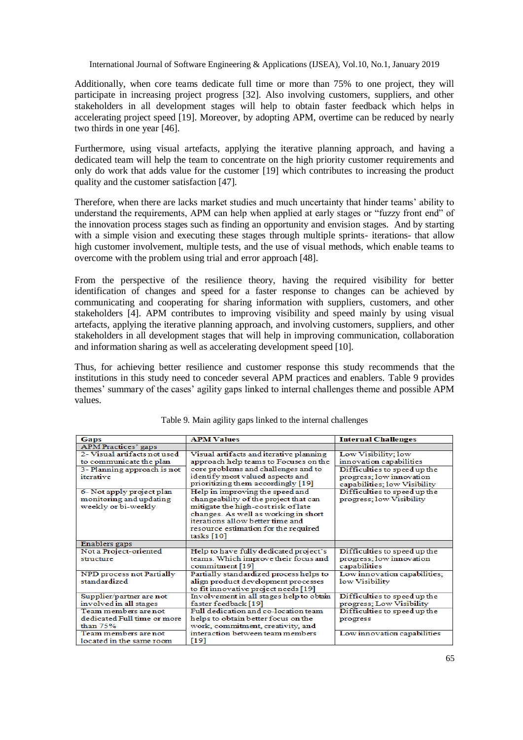Additionally, when core teams dedicate full time or more than 75% to one project, they will participate in increasing project progress [32]. Also involving customers, suppliers, and other stakeholders in all development stages will help to obtain faster feedback which helps in accelerating project speed [19]. Moreover, by adopting APM, overtime can be reduced by nearly two thirds in one year [46].

Furthermore, using visual artefacts, applying the iterative planning approach, and having a dedicated team will help the team to concentrate on the high priority customer requirements and only do work that adds value for the customer [19] which contributes to increasing the product quality and the customer satisfaction [47].

Therefore, when there are lacks market studies and much uncertainty that hinder teams' ability to understand the requirements, APM can help when applied at early stages or "fuzzy front end" of the innovation process stages such as finding an opportunity and envision stages. And by starting with a simple vision and executing these stages through multiple sprints- iterations- that allow high customer involvement, multiple tests, and the use of visual methods, which enable teams to overcome with the problem using trial and error approach [48].

From the perspective of the resilience theory, having the required visibility for better identification of changes and speed for a faster response to changes can be achieved by communicating and cooperating for sharing information with suppliers, customers, and other stakeholders [4]. APM contributes to improving visibility and speed mainly by using visual artefacts, applying the iterative planning approach, and involving customers, suppliers, and other stakeholders in all development stages that will help in improving communication, collaboration and information sharing as well as accelerating development speed [10].

Thus, for achieving better resilience and customer response this study recommends that the institutions in this study need to conceder several APM practices and enablers. Table 9 provides themes' summary of the cases' agility gaps linked to internal challenges theme and possible APM values.

Table 9. Main agility gaps linked to the internal challenges

| **Gaps** | **APM Values** | **Internal Challenges** |
|---|---|---|
| APM Practices' gaps | | |
| 2- Visual artifacts not used to communicate the plan | Visual artifacts and iterative planning approach help teams to Focuses on the core problems and challenges and to identify most valued aspects and prioritizing them accordingly [19] | Low Visibility; low innovation capabilities |
| 3- Planning approach is not iterative | | Difficulties to speed up the progress; low innovation capabilities; low Visibility |
| 6- Not apply project plan monitoring and updating weekly or bi-weekly | Help in improving the speed and changeability of the project that can mitigate the high-cost risk of late changes. As well as working in short iterations allow better time and resource estimation for the required tasks [10] | Difficulties to speed up the progress; low Visibility |
| Enablers gaps | | |
| Not a Project-oriented structure | Help to have fully dedicated project's teams. Which improve their focus and commitment [19] | Difficulties to speed up the progress; low innovation capabilities |
| NPD process not Partially standardized | Partially standardized process helps to align product development processes to fit innovative project needs [19] | Low innovation capabilities; low Visibility |
| Supplier/partner are not involved in all stages | Involvement in all stages help to obtain faster feedback [19] | Difficulties to speed up the progress; Low Visibility |
| Team members are not dedicated Full time or more than 75% | Full dedication and co-location team helps to obtain better focus on the work, commitment, creativity, and interaction between team members [19] | Difficulties to speed up the progress |
| Team members are not located in the same room | | Low innovation capabilities |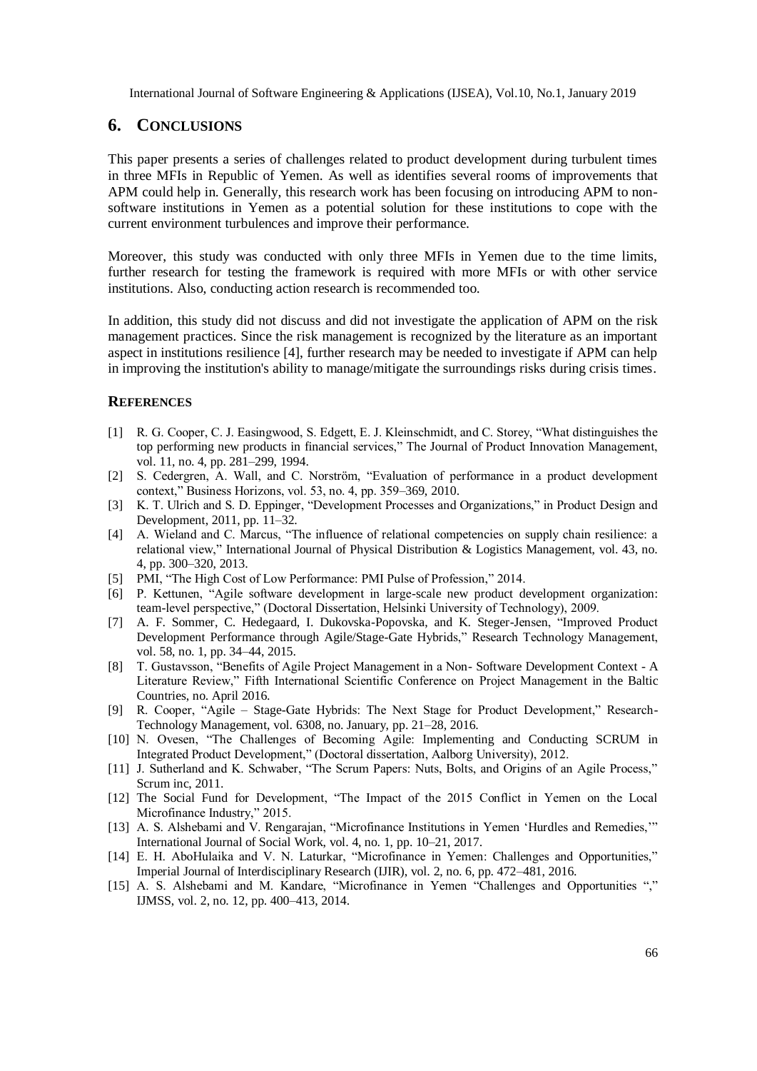## 6. CONCLUSIONS

This paper presents a series of challenges related to product development during turbulent times in three MFIs in Republic of Yemen. As well as identifies several rooms of improvements that APM could help in. Generally, this research work has been focusing on introducing APM to non-software institutions in Yemen as a potential solution for these institutions to cope with the current environment turbulences and improve their performance.

Moreover, this study was conducted with only three MFIs in Yemen due to the time limits, further research for testing the framework is required with more MFIs or with other service institutions. Also, conducting action research is recommended too.

In addition, this study did not discuss and did not investigate the application of APM on the risk management practices. Since the risk management is recognized by the literature as an important aspect in institutions resilience [4], further research may be needed to investigate if APM can help in improving the institution's ability to manage/mitigate the surroundings risks during crisis times.

## REFERENCES

[1] R. G. Cooper, C. J. Easingwood, S. Edgett, E. J. Kleinschmidt, and C. Storey, "What distinguishes the top performing new products in financial services," The Journal of Product Innovation Management, vol. 11, no. 4, pp. 281–299, 1994.

[2] S. Cedergren, A. Wall, and C. Norström, "Evaluation of performance in a product development context," Business Horizons, vol. 53, no. 4, pp. 359–369, 2010.

[3] K. T. Ulrich and S. D. Eppinger, "Development Processes and Organizations," in Product Design and Development, 2011, pp. 11–32.

[4] A. Wieland and C. Marcus, "The influence of relational competencies on supply chain resilience: a relational view," International Journal of Physical Distribution & Logistics Management, vol. 43, no. 4, pp. 300–320, 2013.

[5] PMI, "The High Cost of Low Performance: PMI Pulse of Profession," 2014.

[6] P. Kettunen, "Agile software development in large-scale new product development organization: team-level perspective," (Doctoral Dissertation, Helsinki University of Technology), 2009.

[7] A. F. Sommer, C. Hedegaard, I. Dukovska-Popovska, and K. Steger-Jensen, "Improved Product Development Performance through Agile/Stage-Gate Hybrids," Research Technology Management, vol. 58, no. 1, pp. 34–44, 2015.

[8] T. Gustavsson, "Benefits of Agile Project Management in a Non- Software Development Context - A Literature Review," Fifth International Scientific Conference on Project Management in the Baltic Countries, no. April 2016.

[9] R. Cooper, "Agile – Stage-Gate Hybrids: The Next Stage for Product Development," Research-Technology Management, vol. 6308, no. January, pp. 21–28, 2016.

[10] N. Ovesen, "The Challenges of Becoming Agile: Implementing and Conducting SCRUM in Integrated Product Development," (Doctoral dissertation, Aalborg University), 2012.

[11] J. Sutherland and K. Schwaber, "The Scrum Papers: Nuts, Bolts, and Origins of an Agile Process," Scrum inc, 2011.

[12] The Social Fund for Development, "The Impact of the 2015 Conflict in Yemen on the Local Microfinance Industry," 2015.

[13] A. S. Alshebami and V. Rengarajan, "Microfinance Institutions in Yemen 'Hurdles and Remedies,'" International Journal of Social Work, vol. 4, no. 1, pp. 10–21, 2017.

[14] E. H. AboHulaika and V. N. Laturkar, "Microfinance in Yemen: Challenges and Opportunities," Imperial Journal of Interdisciplinary Research (IJIR), vol. 2, no. 6, pp. 472–481, 2016.

[15] A. S. Alshebami and M. Kandare, "Microfinance in Yemen "Challenges and Opportunities "," IJMSS, vol. 2, no. 12, pp. 400–413, 2014.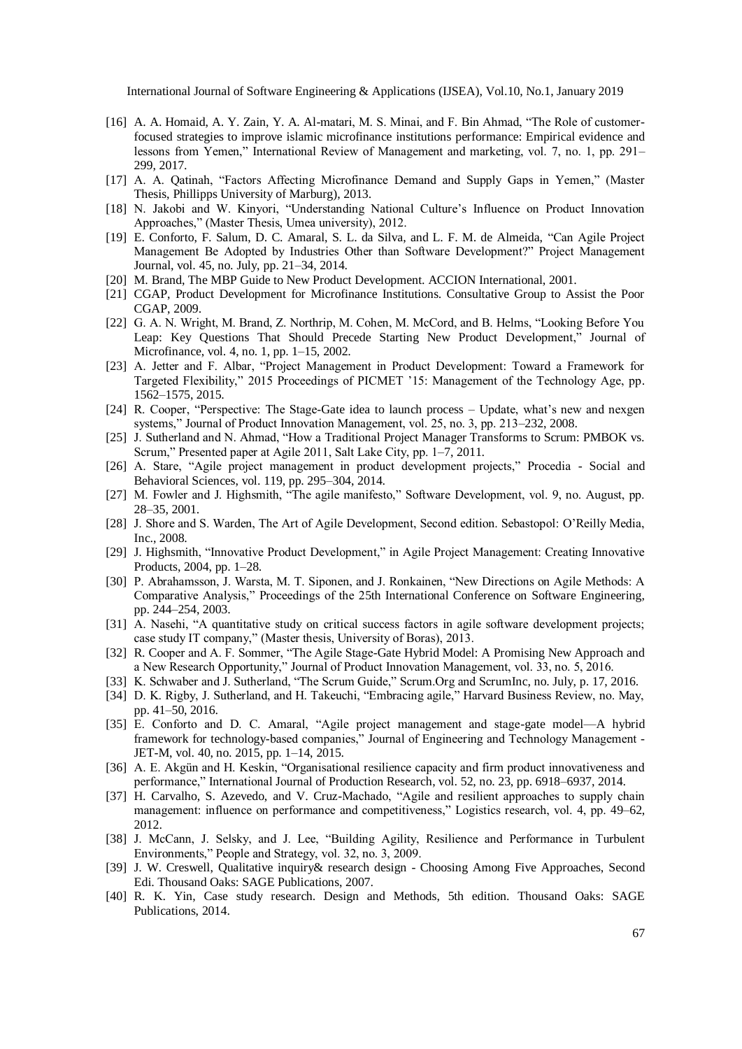[16] A. A. Homaid, A. Y. Zain, Y. A. Al-matari, M. S. Minai, and F. Bin Ahmad, "The Role of customer-focused strategies to improve islamic microfinance institutions performance: Empirical evidence and lessons from Yemen," International Review of Management and marketing, vol. 7, no. 1, pp. 291–299, 2017.

[17] A. A. Qatinah, "Factors Affecting Microfinance Demand and Supply Gaps in Yemen," (Master Thesis, Phillipps University of Marburg), 2013.

[18] N. Jakobi and W. Kinyori, "Understanding National Culture's Influence on Product Innovation Approaches," (Master Thesis, Umea university), 2012.

[19] E. Conforto, F. Salum, D. C. Amaral, S. L. da Silva, and L. F. M. de Almeida, "Can Agile Project Management Be Adopted by Industries Other than Software Development?" Project Management Journal, vol. 45, no. July, pp. 21–34, 2014.

[20] M. Brand, The MBP Guide to New Product Development. ACCION International, 2001.

[21] CGAP, Product Development for Microfinance Institutions. Consultative Group to Assist the Poor CGAP, 2009.

[22] G. A. N. Wright, M. Brand, Z. Northrip, M. Cohen, M. McCord, and B. Helms, "Looking Before You Leap: Key Questions That Should Precede Starting New Product Development," Journal of Microfinance, vol. 4, no. 1, pp. 1–15, 2002.

[23] A. Jetter and F. Albar, "Project Management in Product Development: Toward a Framework for Targeted Flexibility," 2015 Proceedings of PICMET '15: Management of the Technology Age, pp. 1562–1575, 2015.

[24] R. Cooper, "Perspective: The Stage-Gate idea to launch process – Update, what's new and nexgen systems," Journal of Product Innovation Management, vol. 25, no. 3, pp. 213–232, 2008.

[25] J. Sutherland and N. Ahmad, "How a Traditional Project Manager Transforms to Scrum: PMBOK vs. Scrum," Presented paper at Agile 2011, Salt Lake City, pp. 1–7, 2011.

[26] A. Stare, "Agile project management in product development projects," Procedia - Social and Behavioral Sciences, vol. 119, pp. 295–304, 2014.

[27] M. Fowler and J. Highsmith, "The agile manifesto," Software Development, vol. 9, no. August, pp. 28–35, 2001.

[28] J. Shore and S. Warden, The Art of Agile Development, Second edition. Sebastopol: O'Reilly Media, Inc., 2008.

[29] J. Highsmith, "Innovative Product Development," in Agile Project Management: Creating Innovative Products, 2004, pp. 1–28.

[30] P. Abrahamsson, J. Warsta, M. T. Siponen, and J. Ronkainen, "New Directions on Agile Methods: A Comparative Analysis," Proceedings of the 25th International Conference on Software Engineering, pp. 244–254, 2003.

[31] A. Nasehi, "A quantitative study on critical success factors in agile software development projects; case study IT company," (Master thesis, University of Boras), 2013.

[32] R. Cooper and A. F. Sommer, "The Agile Stage-Gate Hybrid Model: A Promising New Approach and a New Research Opportunity," Journal of Product Innovation Management, vol. 33, no. 5, 2016.

[33] K. Schwaber and J. Sutherland, "The Scrum Guide," Scrum.Org and ScrumInc, no. July, p. 17, 2016.

[34] D. K. Rigby, J. Sutherland, and H. Takeuchi, "Embracing agile," Harvard Business Review, no. May, pp. 41–50, 2016.

[35] E. Conforto and D. C. Amaral, "Agile project management and stage-gate model—A hybrid framework for technology-based companies," Journal of Engineering and Technology Management - JET-M, vol. 40, no. 2015, pp. 1–14, 2015.

[36] A. E. Akgün and H. Keskin, "Organisational resilience capacity and firm product innovativeness and performance," International Journal of Production Research, vol. 52, no. 23, pp. 6918–6937, 2014.

[37] H. Carvalho, S. Azevedo, and V. Cruz-Machado, "Agile and resilient approaches to supply chain management: influence on performance and competitiveness," Logistics research, vol. 4, pp. 49–62, 2012.

[38] J. McCann, J. Selsky, and J. Lee, "Building Agility, Resilience and Performance in Turbulent Environments," People and Strategy, vol. 32, no. 3, 2009.

[39] J. W. Creswell, Qualitative inquiry& research design - Choosing Among Five Approaches, Second Edi. Thousand Oaks: SAGE Publications, 2007.

[40] R. K. Yin, Case study research. Design and Methods, 5th edition. Thousand Oaks: SAGE Publications, 2014.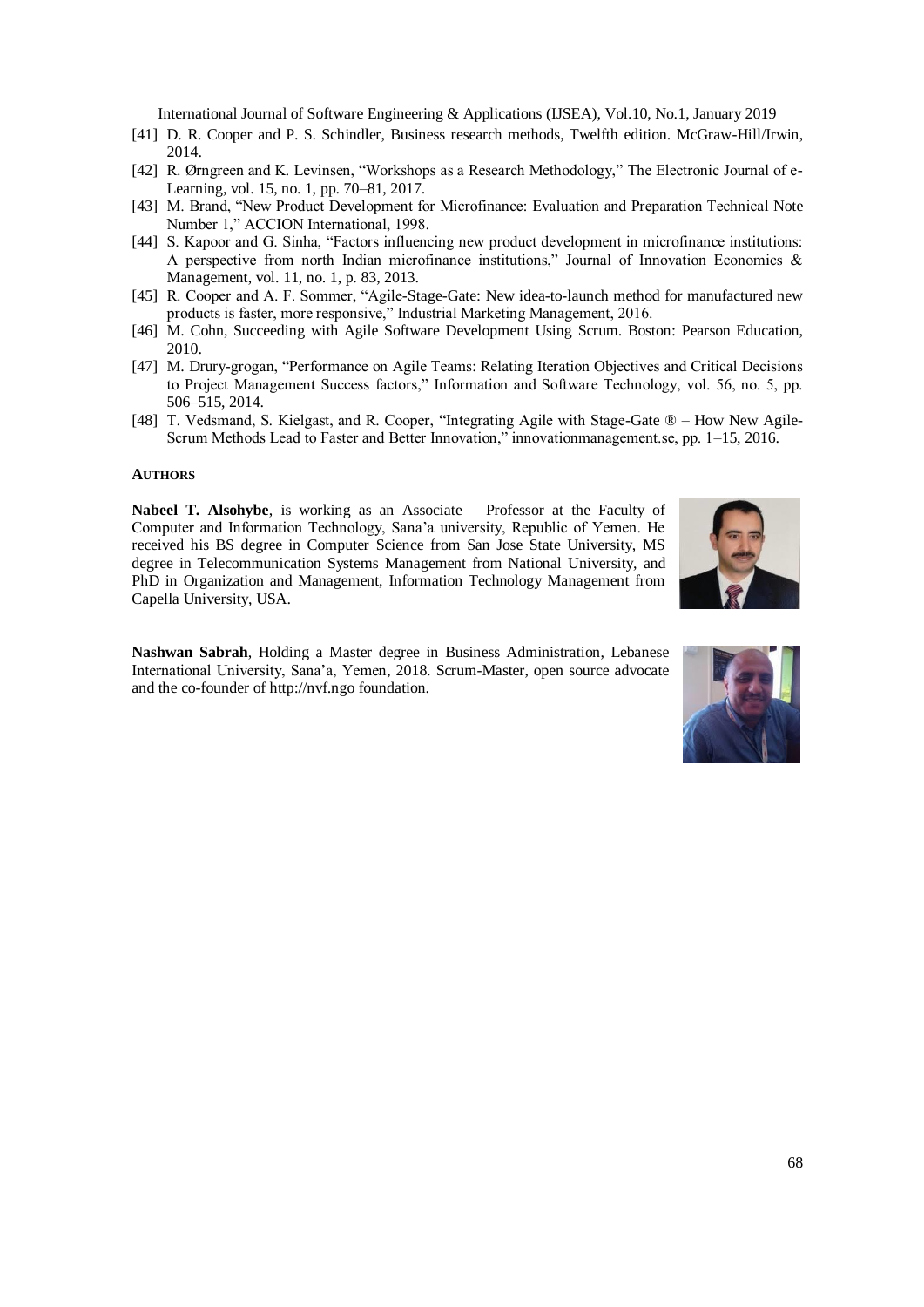[41] D. R. Cooper and P. S. Schindler, Business research methods, Twelfth edition. McGraw-Hill/Irwin, 2014.

[42] R. Ørngreen and K. Levinsen, "Workshops as a Research Methodology," The Electronic Journal of e-Learning, vol. 15, no. 1, pp. 70–81, 2017.

[43] M. Brand, "New Product Development for Microfinance: Evaluation and Preparation Technical Note Number 1," ACCION International, 1998.

[44] S. Kapoor and G. Sinha, "Factors influencing new product development in microfinance institutions: A perspective from north Indian microfinance institutions," Journal of Innovation Economics & Management, vol. 11, no. 1, p. 83, 2013.

[45] R. Cooper and A. F. Sommer, "Agile-Stage-Gate: New idea-to-launch method for manufactured new products is faster, more responsive," Industrial Marketing Management, 2016.

[46] M. Cohn, Succeeding with Agile Software Development Using Scrum. Boston: Pearson Education, 2010.

[47] M. Drury-grogan, "Performance on Agile Teams: Relating Iteration Objectives and Critical Decisions to Project Management Success factors," Information and Software Technology, vol. 56, no. 5, pp. 506–515, 2014.

[48] T. Vedsmand, S. Kielgast, and R. Cooper, "Integrating Agile with Stage-Gate ® – How New Agile-Scrum Methods Lead to Faster and Better Innovation," innovationmanagement.se, pp. 1–15, 2016.

## AUTHORS

**Nabeel T. Alsohybe**, is working as an Associate Professor at the Faculty of Computer and Information Technology, Sana'a university, Republic of Yemen. He received his BS degree in Computer Science from San Jose State University, MS degree in Telecommunication Systems Management from National University, and PhD in Organization and Management, Information Technology Management from Capella University, USA.

**Nashwan Sabrah**, Holding a Master degree in Business Administration, Lebanese International University, Sana'a, Yemen, 2018. Scrum-Master, open source advocate and the co-founder of http://nvf.ngo foundation.